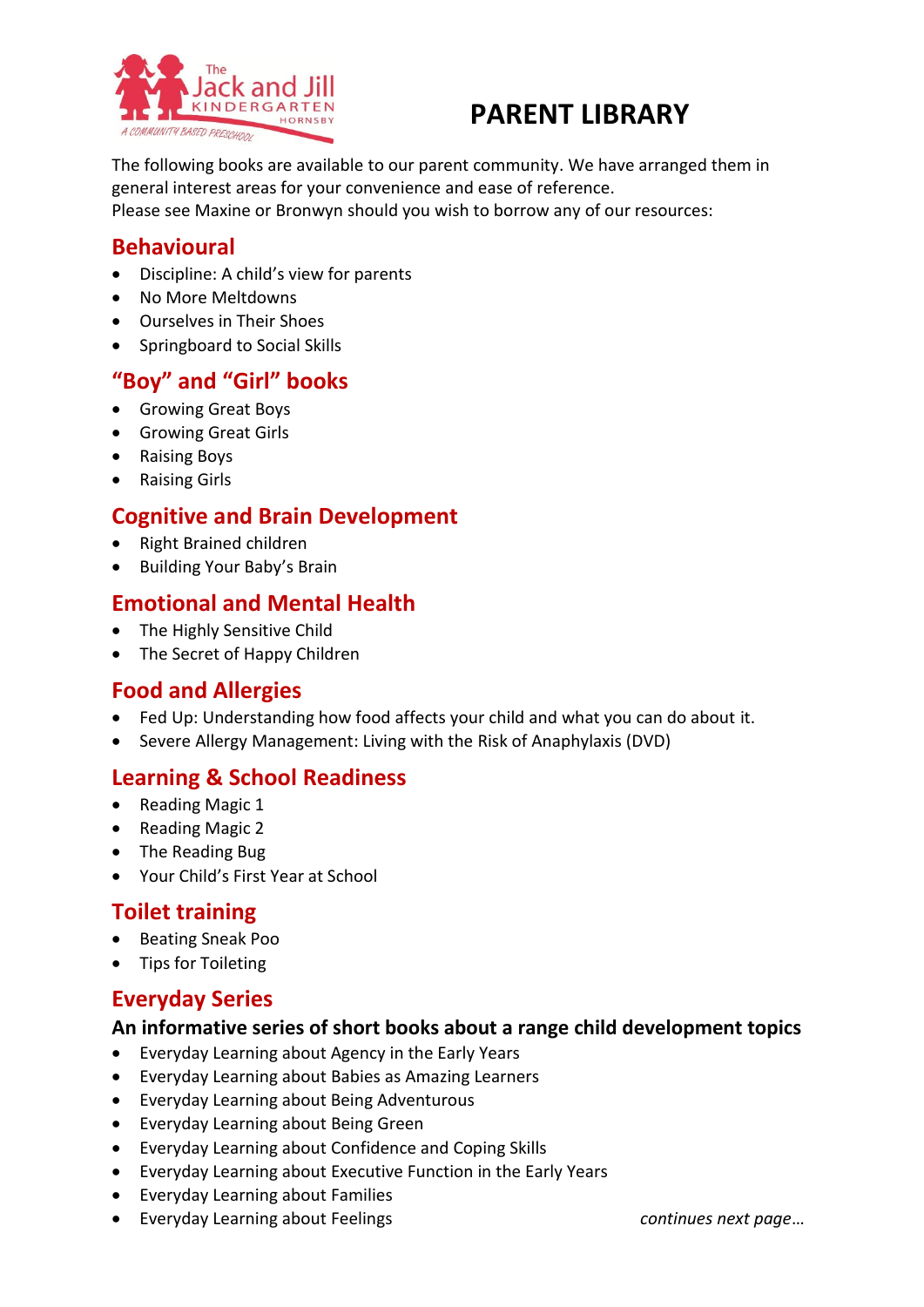# PARENT LIBRARY

The following books are available to our parent community. We have arranged them in general interest areas for your convenience and ease of reference.
Please see Maxine or Bronwyn should you wish to borrow any of our resources:

## Behavioural

- Discipline: A child's view for parents
- No More Meltdowns
- Ourselves in Their Shoes
- Springboard to Social Skills

## "Boy" and "Girl" books

- Growing Great Boys
- Growing Great Girls
- Raising Boys
- Raising Girls

## Cognitive and Brain Development

- Right Brained children
- Building Your Baby's Brain

## Emotional and Mental Health

- The Highly Sensitive Child
- The Secret of Happy Children

## Food and Allergies

- Fed Up: Understanding how food affects your child and what you can do about it.
- Severe Allergy Management: Living with the Risk of Anaphylaxis (DVD)

## Learning & School Readiness

- Reading Magic 1
- Reading Magic 2
- The Reading Bug
- Your Child's First Year at School

## Toilet training

- Beating Sneak Poo
- Tips for Toileting

## Everyday Series

### An informative series of short books about a range child development topics

- Everyday Learning about Agency in the Early Years
- Everyday Learning about Babies as Amazing Learners
- Everyday Learning about Being Adventurous
- Everyday Learning about Being Green
- Everyday Learning about Confidence and Coping Skills
- Everyday Learning about Executive Function in the Early Years
- Everyday Learning about Families
- Everyday Learning about Feelings

*continues next page…*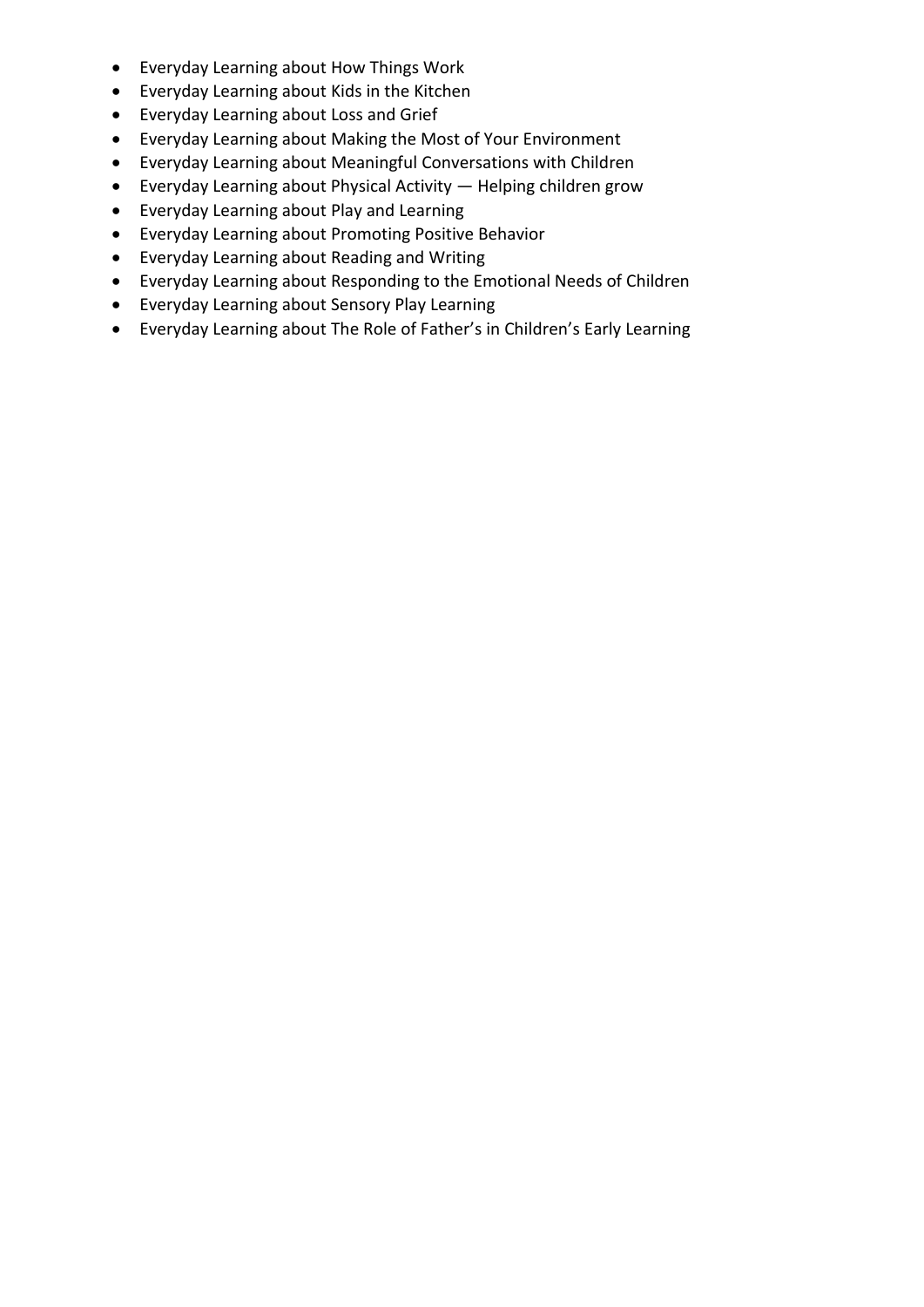- Everyday Learning about How Things Work
- Everyday Learning about Kids in the Kitchen
- Everyday Learning about Loss and Grief
- Everyday Learning about Making the Most of Your Environment
- Everyday Learning about Meaningful Conversations with Children
- Everyday Learning about Physical Activity — Helping children grow
- Everyday Learning about Play and Learning
- Everyday Learning about Promoting Positive Behavior
- Everyday Learning about Reading and Writing
- Everyday Learning about Responding to the Emotional Needs of Children
- Everyday Learning about Sensory Play Learning
- Everyday Learning about The Role of Father's in Children's Early Learning